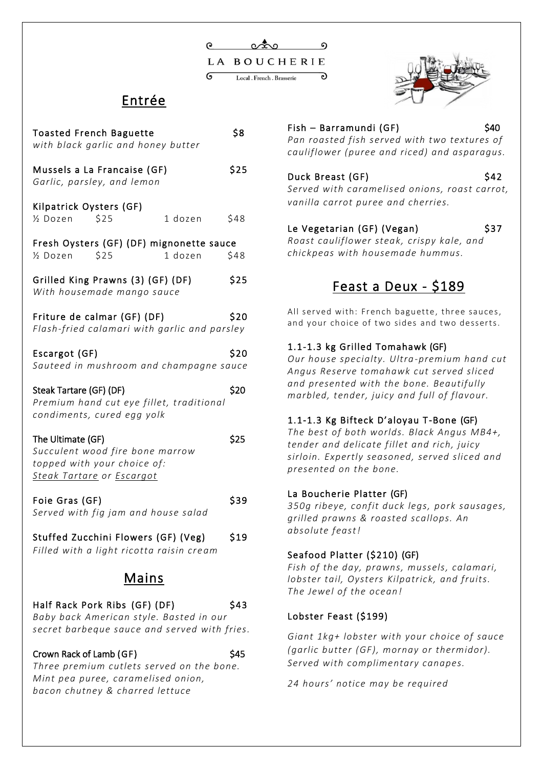# LA BOUCHERIE

Local . French . Brasserie

## Entrée

**Toasted French Baguette** — $8
*with black garlic and honey butter*

**Mussels a La Francaise (GF)** — $25
*Garlic, parsley, and lemon*

**Kilpatrick Oysters (GF)**
½ Dozen $25 — 1 dozen $48

**Fresh Oysters (GF) (DF) mignonette sauce**
½ Dozen $25 — 1 dozen $48

**Grilled King Prawns (3) (GF) (DF)** — $25
*With housemade mango sauce*

**Friture de calmar (GF) (DF)** — $20
*Flash-fried calamari with garlic and parsley*

**Escargot (GF)** — $20
*Sauteed in mushroom and champagne sauce*

**Steak Tartare (GF) (DF)** — $20
*Premium hand cut eye fillet, traditional condiments, cured egg yolk*

**The Ultimate (GF)** — $25
*Succulent wood fire bone marrow topped with your choice of: Steak Tartare or Escargot*

**Foie Gras (GF)** — $39
*Served with fig jam and house salad*

**Stuffed Zucchini Flowers (GF) (Veg)** — $19
*Filled with a light ricotta raisin cream*

## Mains

**Half Rack Pork Ribs (GF) (DF)** — $43
*Baby back American style. Basted in our secret barbeque sauce and served with fries.*

**Crown Rack of Lamb (GF)** — $45
*Three premium cutlets served on the bone. Mint pea puree, caramelised onion, bacon chutney & charred lettuce*

**Fish – Barramundi (GF)** — $40
*Pan roasted fish served with two textures of cauliflower (puree and riced) and asparagus.*

**Duck Breast (GF)** — $42
*Served with caramelised onions, roast carrot, vanilla carrot puree and cherries.*

**Le Vegetarian (GF) (Vegan)** — $37
*Roast cauliflower steak, crispy kale, and chickpeas with housemade hummus.*

## Feast a Deux - $189

All served with: French baguette, three sauces, and your choice of two sides and two desserts.

**1.1-1.3 kg Grilled Tomahawk (GF)**
*Our house specialty. Ultra-premium hand cut Angus Reserve tomahawk cut served sliced and presented with the bone. Beautifully marbled, tender, juicy and full of flavour.*

**1.1-1.3 Kg Bifteck D'aloyau T-Bone (GF)**
*The best of both worlds. Black Angus MB4+, tender and delicate fillet and rich, juicy sirloin. Expertly seasoned, served sliced and presented on the bone.*

**La Boucherie Platter (GF)**
*350g ribeye, confit duck legs, pork sausages, grilled prawns & roasted scallops. An absolute feast!*

**Seafood Platter ($210) (GF)**
*Fish of the day, prawns, mussels, calamari, lobster tail, Oysters Kilpatrick, and fruits. The Jewel of the ocean!*

**Lobster Feast ($199)**

*Giant 1kg+ lobster with your choice of sauce (garlic butter (GF), mornay or thermidor). Served with complimentary canapes.*

*24 hours' notice may be required*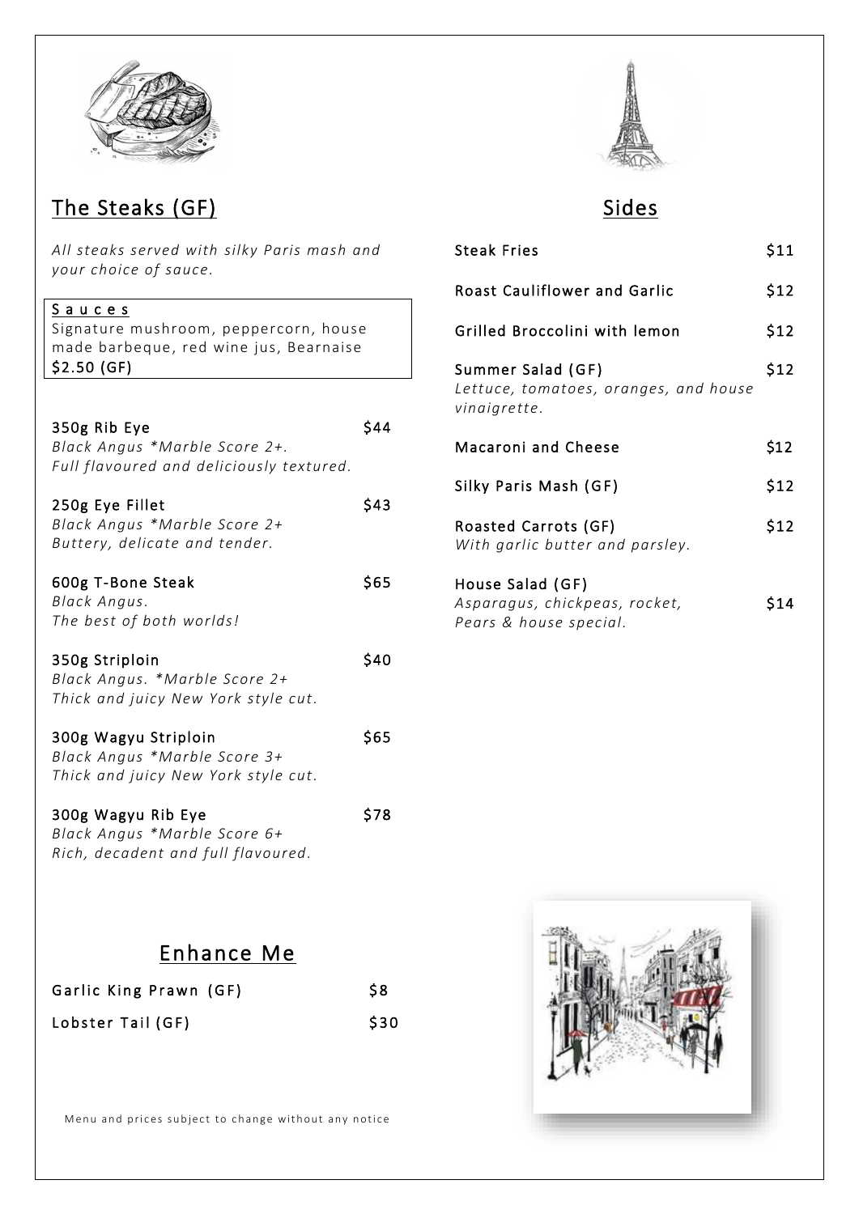## The Steaks (GF)

*All steaks served with silky Paris mash and your choice of sauce.*

**Sauces**
Signature mushroom, peppercorn, house made barbeque, red wine jus, Bearnaise
$2.50 (GF)

**350g Rib Eye** — $44
*Black Angus *Marble Score 2+.*
*Full flavoured and deliciously textured.*

**250g Eye Fillet** — $43
*Black Angus *Marble Score 2+*
*Buttery, delicate and tender.*

**600g T-Bone Steak** — $65
*Black Angus.*
*The best of both worlds!*

**350g Striploin** — $40
*Black Angus. *Marble Score 2+*
*Thick and juicy New York style cut.*

**300g Wagyu Striploin** — $65
*Black Angus *Marble Score 3+*
*Thick and juicy New York style cut.*

**300g Wagyu Rib Eye** — $78
*Black Angus *Marble Score 6+*
*Rich, decadent and full flavoured.*

## Enhance Me

Garlic King Prawn (GF) — $8

Lobster Tail (GF) — $30

Menu and prices subject to change without any notice

## Sides

**Steak Fries** — $11

**Roast Cauliflower and Garlic** — $12

**Grilled Broccolini with lemon** — $12

**Summer Salad (GF)** — $12
*Lettuce, tomatoes, oranges, and house vinaigrette.*

**Macaroni and Cheese** — $12

**Silky Paris Mash (GF)** — $12

**Roasted Carrots (GF)** — $12
*With garlic butter and parsley.*

**House Salad (GF)** — $14
*Asparagus, chickpeas, rocket, Pears & house special.*